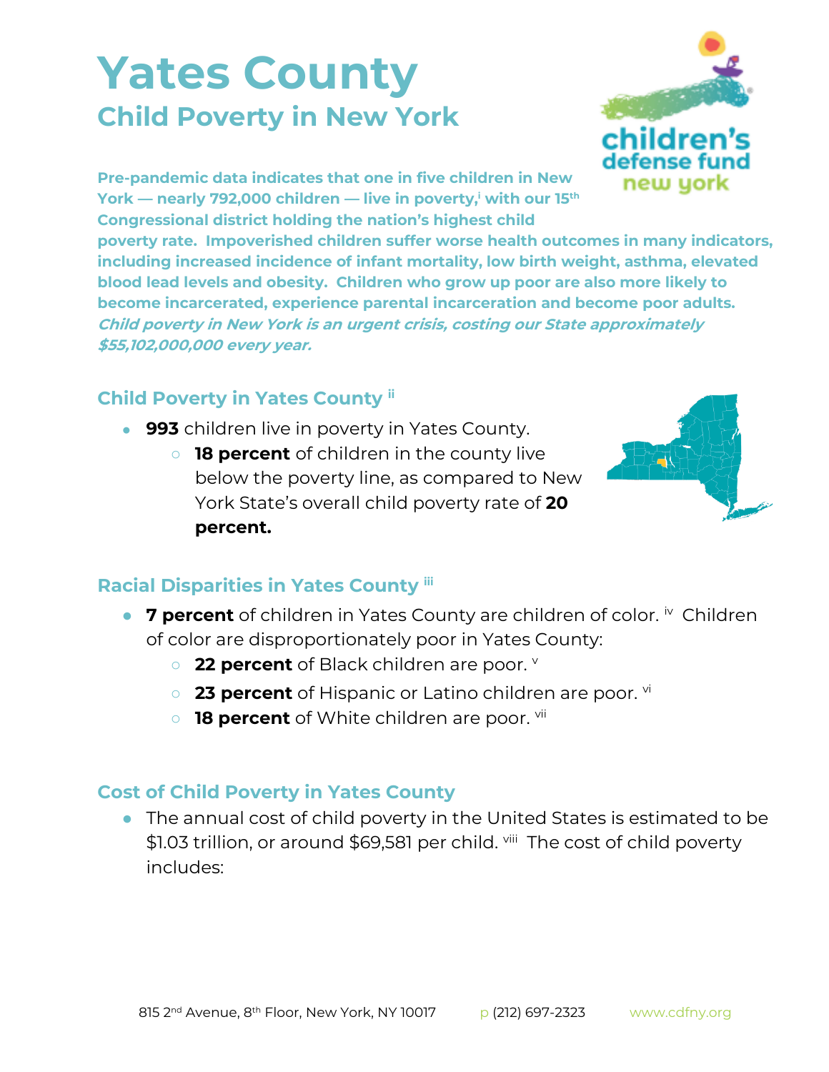# Yates County

## Child Poverty in New York

**Pre-pandemic data indicates that one in five children in New York — nearly 792,000 children — live in poverty,[i] with our 15th Congressional district holding the nation's highest child poverty rate. Impoverished children suffer worse health outcomes in many indicators, including increased incidence of infant mortality, low birth weight, asthma, elevated blood lead levels and obesity. Children who grow up poor are also more likely to become incarcerated, experience parental incarceration and become poor adults.** ***Child poverty in New York is an urgent crisis, costing our State approximately $55,102,000,000 every year.***

### Child Poverty in Yates County [ii]

- **993** children live in poverty in Yates County.
  - **18 percent** of children in the county live below the poverty line, as compared to New York State's overall child poverty rate of **20 percent.**

### Racial Disparities in Yates County [iii]

- **7 percent** of children in Yates County are children of color. [iv] Children of color are disproportionately poor in Yates County:
  - **22 percent** of Black children are poor. [v]
  - **23 percent** of Hispanic or Latino children are poor. [vi]
  - **18 percent** of White children are poor. [vii]

### Cost of Child Poverty in Yates County

- The annual cost of child poverty in the United States is estimated to be $1.03 trillion, or around $69,581 per child. [viii] The cost of child poverty includes: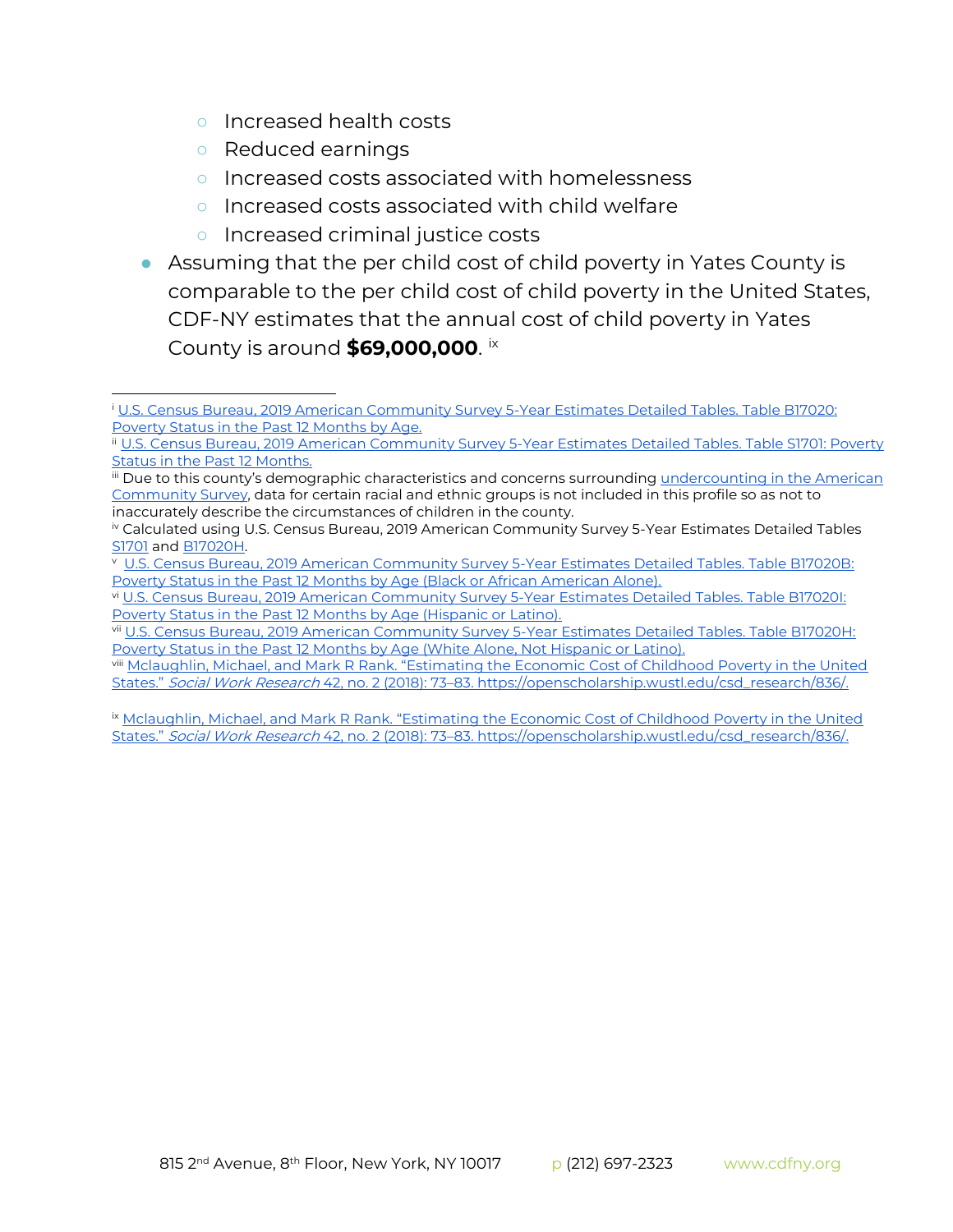- Increased health costs
    - Reduced earnings
    - Increased costs associated with homelessness
    - Increased costs associated with child welfare
    - Increased criminal justice costs
- Assuming that the per child cost of child poverty in Yates County is comparable to the per child cost of child poverty in the United States, CDF-NY estimates that the annual cost of child poverty in Yates County is around **$69,000,000**. [ix]

---

[i] U.S. Census Bureau, 2019 American Community Survey 5-Year Estimates Detailed Tables. Table B17020: Poverty Status in the Past 12 Months by Age.

[ii] U.S. Census Bureau, 2019 American Community Survey 5-Year Estimates Detailed Tables. Table S1701: Poverty Status in the Past 12 Months.

[iii] Due to this county's demographic characteristics and concerns surrounding undercounting in the American Community Survey, data for certain racial and ethnic groups is not included in this profile so as not to inaccurately describe the circumstances of children in the county.

[iv] Calculated using U.S. Census Bureau, 2019 American Community Survey 5-Year Estimates Detailed Tables S1701 and B17020H.

[v] U.S. Census Bureau, 2019 American Community Survey 5-Year Estimates Detailed Tables. Table B17020B: Poverty Status in the Past 12 Months by Age (Black or African American Alone).

[vi] U.S. Census Bureau, 2019 American Community Survey 5-Year Estimates Detailed Tables. Table B17020I: Poverty Status in the Past 12 Months by Age (Hispanic or Latino).

[vii] U.S. Census Bureau, 2019 American Community Survey 5-Year Estimates Detailed Tables. Table B17020H: Poverty Status in the Past 12 Months by Age (White Alone, Not Hispanic or Latino).

[viii] Mclaughlin, Michael, and Mark R Rank. "Estimating the Economic Cost of Childhood Poverty in the United States." *Social Work Research* 42, no. 2 (2018): 73–83. https://openscholarship.wustl.edu/csd_research/836/.

[ix] Mclaughlin, Michael, and Mark R Rank. "Estimating the Economic Cost of Childhood Poverty in the United States." *Social Work Research* 42, no. 2 (2018): 73–83. https://openscholarship.wustl.edu/csd_research/836/.